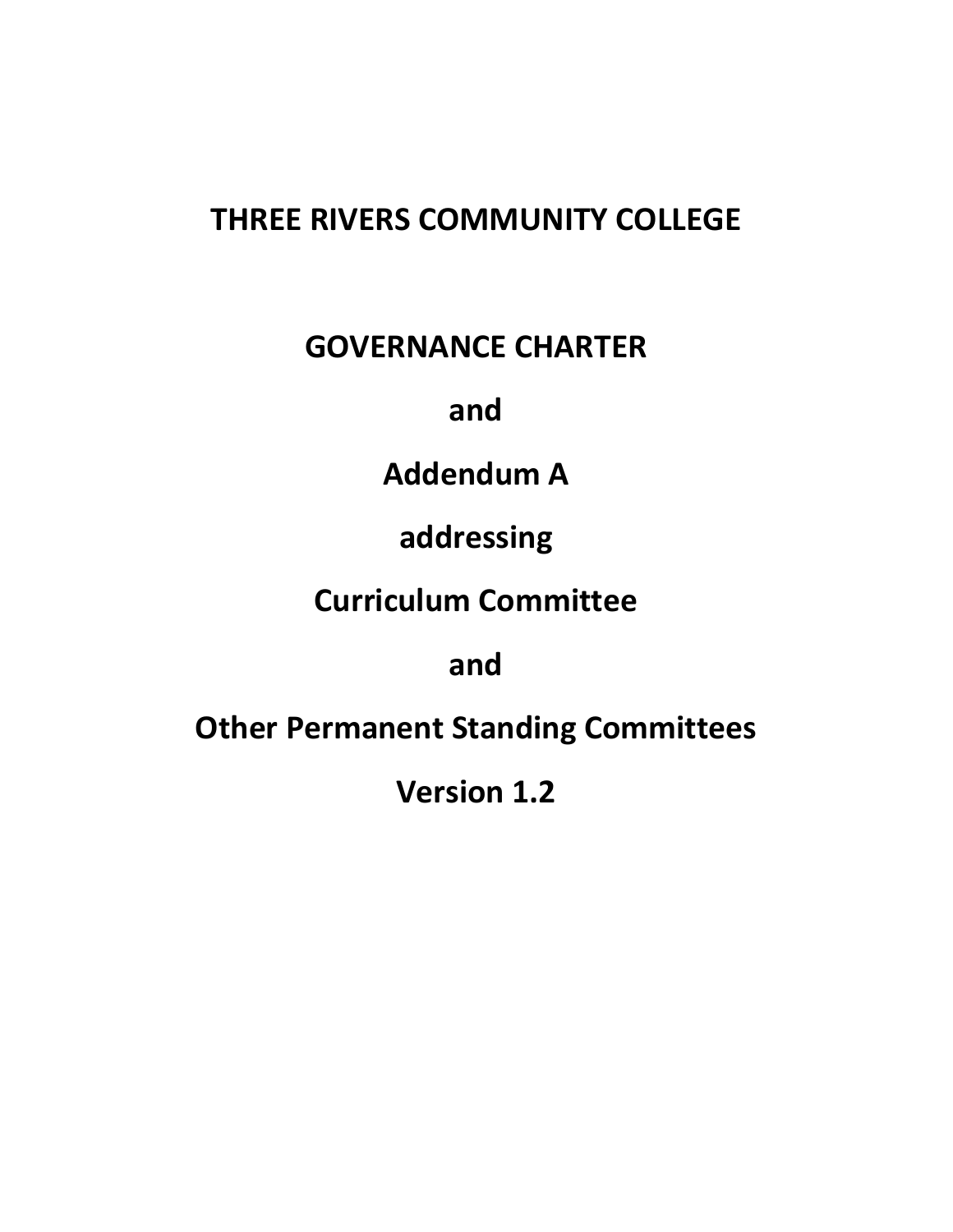# THREE RIVERS COMMUNITY COLLEGE

# GOVERNANCE CHARTER

# and

# Addendum A

# addressing

# Curriculum Committee

# and

# Other Permanent Standing Committees

# Version 1.2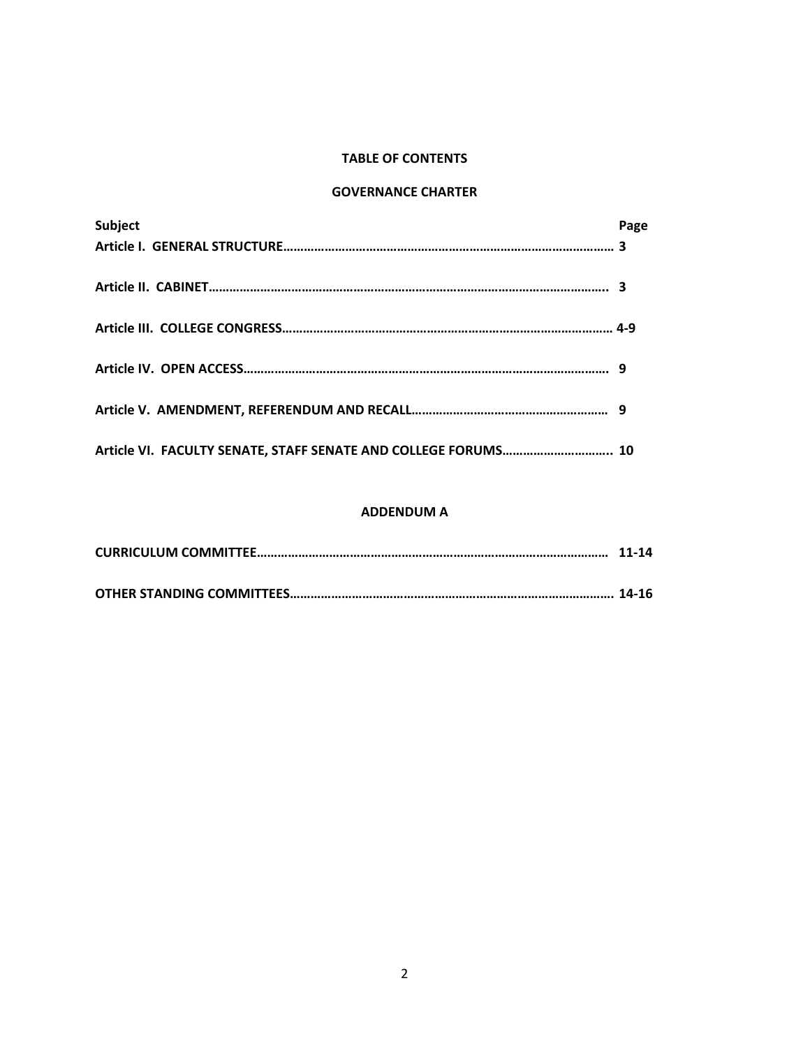# TABLE OF CONTENTS

## GOVERNANCE CHARTER

| Subject | Page |
|---|---|
| **Article I. GENERAL STRUCTURE** | **3** |
| **Article II. CABINET** | **3** |
| **Article III. COLLEGE CONGRESS** | **4-9** |
| **Article IV. OPEN ACCESS** | **9** |
| **Article V. AMENDMENT, REFERENDUM AND RECALL** | **9** |
| **Article VI. FACULTY SENATE, STAFF SENATE AND COLLEGE FORUMS** | **10** |

## ADDENDUM A

| Subject | Page |
|---|---|
| **CURRICULUM COMMITTEE** | **11-14** |
| **OTHER STANDING COMMITTEES** | **14-16** |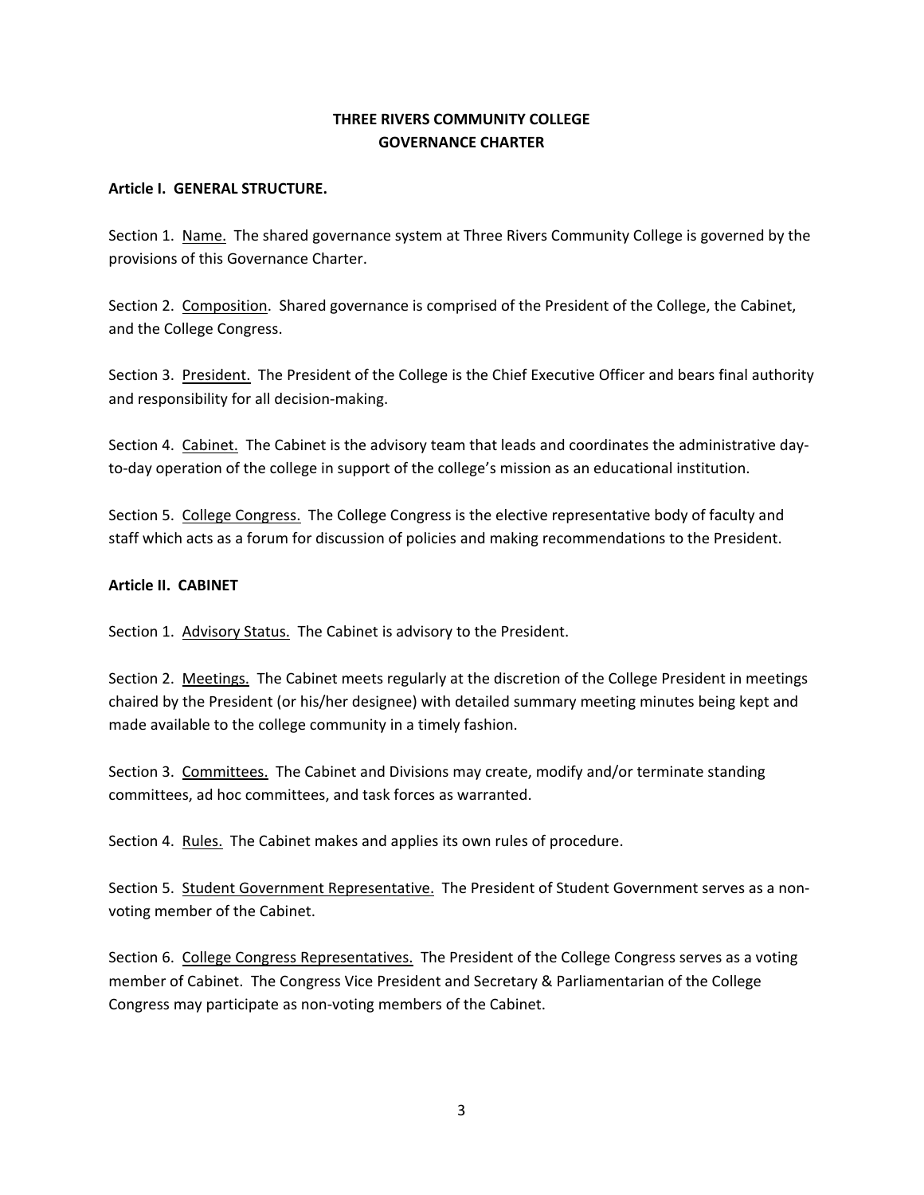# THREE RIVERS COMMUNITY COLLEGE
# GOVERNANCE CHARTER

**Article I. GENERAL STRUCTURE.**

Section 1. Name. The shared governance system at Three Rivers Community College is governed by the provisions of this Governance Charter.

Section 2. Composition. Shared governance is comprised of the President of the College, the Cabinet, and the College Congress.

Section 3. President. The President of the College is the Chief Executive Officer and bears final authority and responsibility for all decision-making.

Section 4. Cabinet. The Cabinet is the advisory team that leads and coordinates the administrative day-to-day operation of the college in support of the college's mission as an educational institution.

Section 5. College Congress. The College Congress is the elective representative body of faculty and staff which acts as a forum for discussion of policies and making recommendations to the President.

**Article II. CABINET**

Section 1. Advisory Status. The Cabinet is advisory to the President.

Section 2. Meetings. The Cabinet meets regularly at the discretion of the College President in meetings chaired by the President (or his/her designee) with detailed summary meeting minutes being kept and made available to the college community in a timely fashion.

Section 3. Committees. The Cabinet and Divisions may create, modify and/or terminate standing committees, ad hoc committees, and task forces as warranted.

Section 4. Rules. The Cabinet makes and applies its own rules of procedure.

Section 5. Student Government Representative. The President of Student Government serves as a non-voting member of the Cabinet.

Section 6. College Congress Representatives. The President of the College Congress serves as a voting member of Cabinet. The Congress Vice President and Secretary & Parliamentarian of the College Congress may participate as non-voting members of the Cabinet.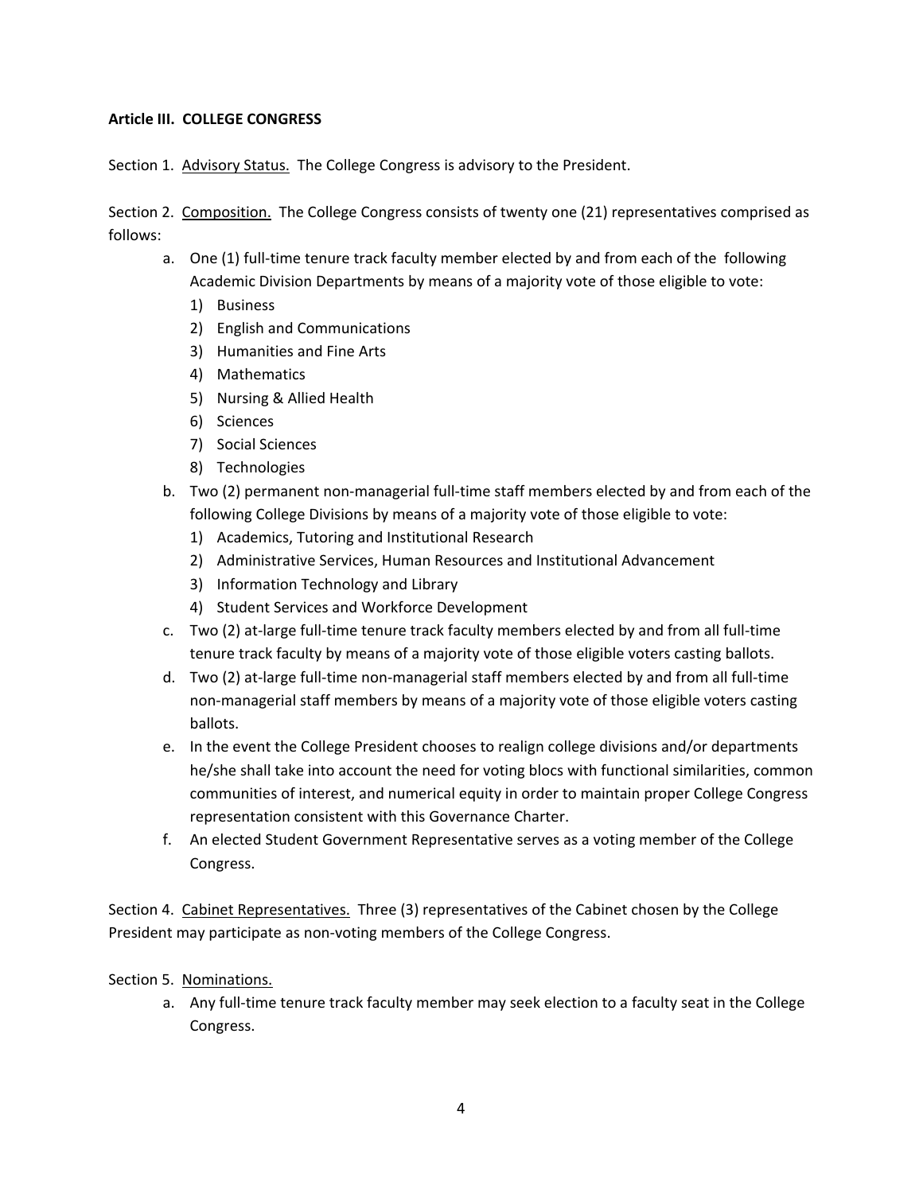**Article III. COLLEGE CONGRESS**

Section 1. Advisory Status. The College Congress is advisory to the President.

Section 2. Composition. The College Congress consists of twenty one (21) representatives comprised as follows:

a. One (1) full-time tenure track faculty member elected by and from each of the following Academic Division Departments by means of a majority vote of those eligible to vote:
   1) Business
   2) English and Communications
   3) Humanities and Fine Arts
   4) Mathematics
   5) Nursing & Allied Health
   6) Sciences
   7) Social Sciences
   8) Technologies
b. Two (2) permanent non-managerial full-time staff members elected by and from each of the following College Divisions by means of a majority vote of those eligible to vote:
   1) Academics, Tutoring and Institutional Research
   2) Administrative Services, Human Resources and Institutional Advancement
   3) Information Technology and Library
   4) Student Services and Workforce Development
c. Two (2) at-large full-time tenure track faculty members elected by and from all full-time tenure track faculty by means of a majority vote of those eligible voters casting ballots.
d. Two (2) at-large full-time non-managerial staff members elected by and from all full-time non-managerial staff members by means of a majority vote of those eligible voters casting ballots.
e. In the event the College President chooses to realign college divisions and/or departments he/she shall take into account the need for voting blocs with functional similarities, common communities of interest, and numerical equity in order to maintain proper College Congress representation consistent with this Governance Charter.
f. An elected Student Government Representative serves as a voting member of the College Congress.

Section 4. Cabinet Representatives. Three (3) representatives of the Cabinet chosen by the College President may participate as non-voting members of the College Congress.

Section 5. Nominations.

a. Any full-time tenure track faculty member may seek election to a faculty seat in the College Congress.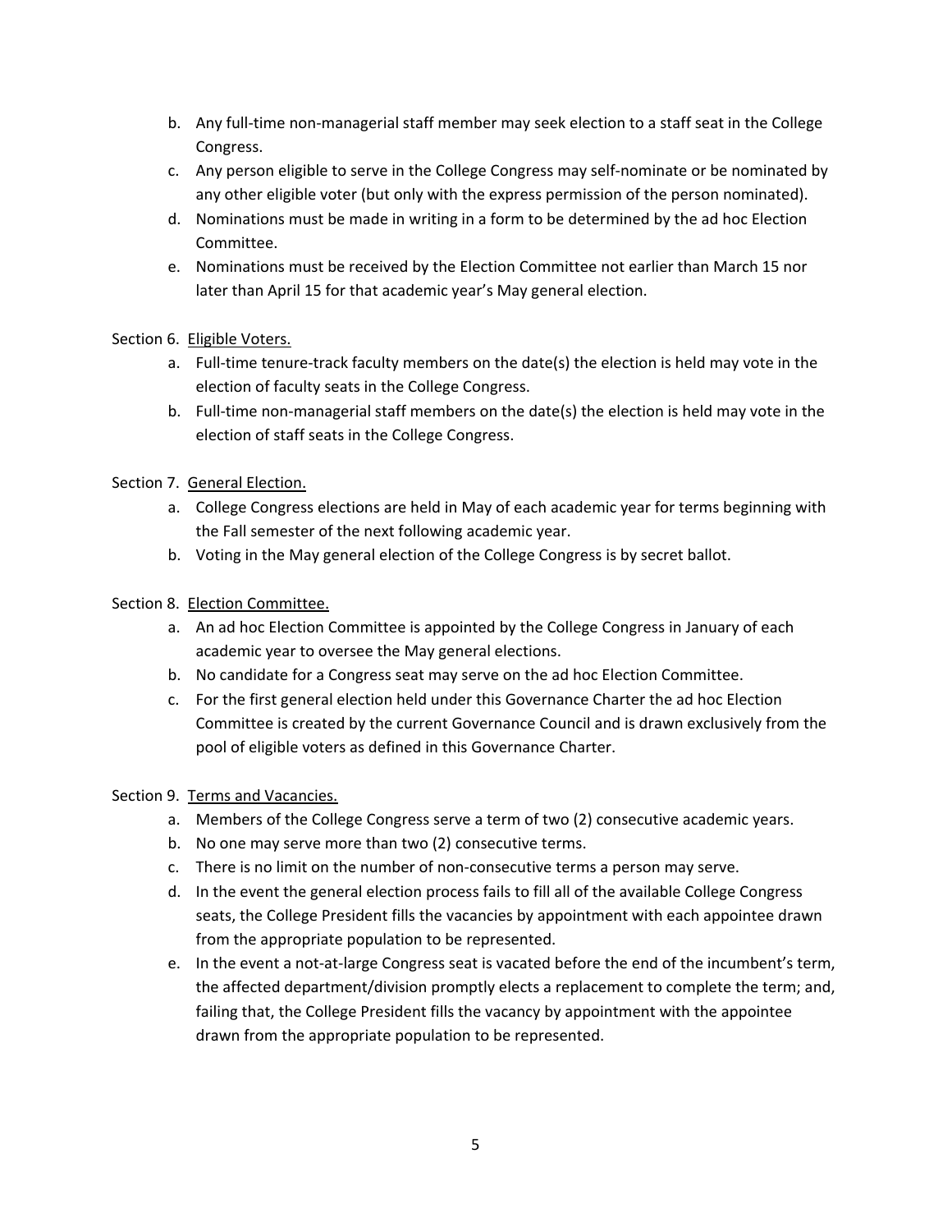b. Any full-time non-managerial staff member may seek election to a staff seat in the College Congress.
c. Any person eligible to serve in the College Congress may self-nominate or be nominated by any other eligible voter (but only with the express permission of the person nominated).
d. Nominations must be made in writing in a form to be determined by the ad hoc Election Committee.
e. Nominations must be received by the Election Committee not earlier than March 15 nor later than April 15 for that academic year's May general election.

Section 6. Eligible Voters.

a. Full-time tenure-track faculty members on the date(s) the election is held may vote in the election of faculty seats in the College Congress.
b. Full-time non-managerial staff members on the date(s) the election is held may vote in the election of staff seats in the College Congress.

Section 7. General Election.

a. College Congress elections are held in May of each academic year for terms beginning with the Fall semester of the next following academic year.
b. Voting in the May general election of the College Congress is by secret ballot.

Section 8. Election Committee.

a. An ad hoc Election Committee is appointed by the College Congress in January of each academic year to oversee the May general elections.
b. No candidate for a Congress seat may serve on the ad hoc Election Committee.
c. For the first general election held under this Governance Charter the ad hoc Election Committee is created by the current Governance Council and is drawn exclusively from the pool of eligible voters as defined in this Governance Charter.

Section 9. Terms and Vacancies.

a. Members of the College Congress serve a term of two (2) consecutive academic years.
b. No one may serve more than two (2) consecutive terms.
c. There is no limit on the number of non-consecutive terms a person may serve.
d. In the event the general election process fails to fill all of the available College Congress seats, the College President fills the vacancies by appointment with each appointee drawn from the appropriate population to be represented.
e. In the event a not-at-large Congress seat is vacated before the end of the incumbent's term, the affected department/division promptly elects a replacement to complete the term; and, failing that, the College President fills the vacancy by appointment with the appointee drawn from the appropriate population to be represented.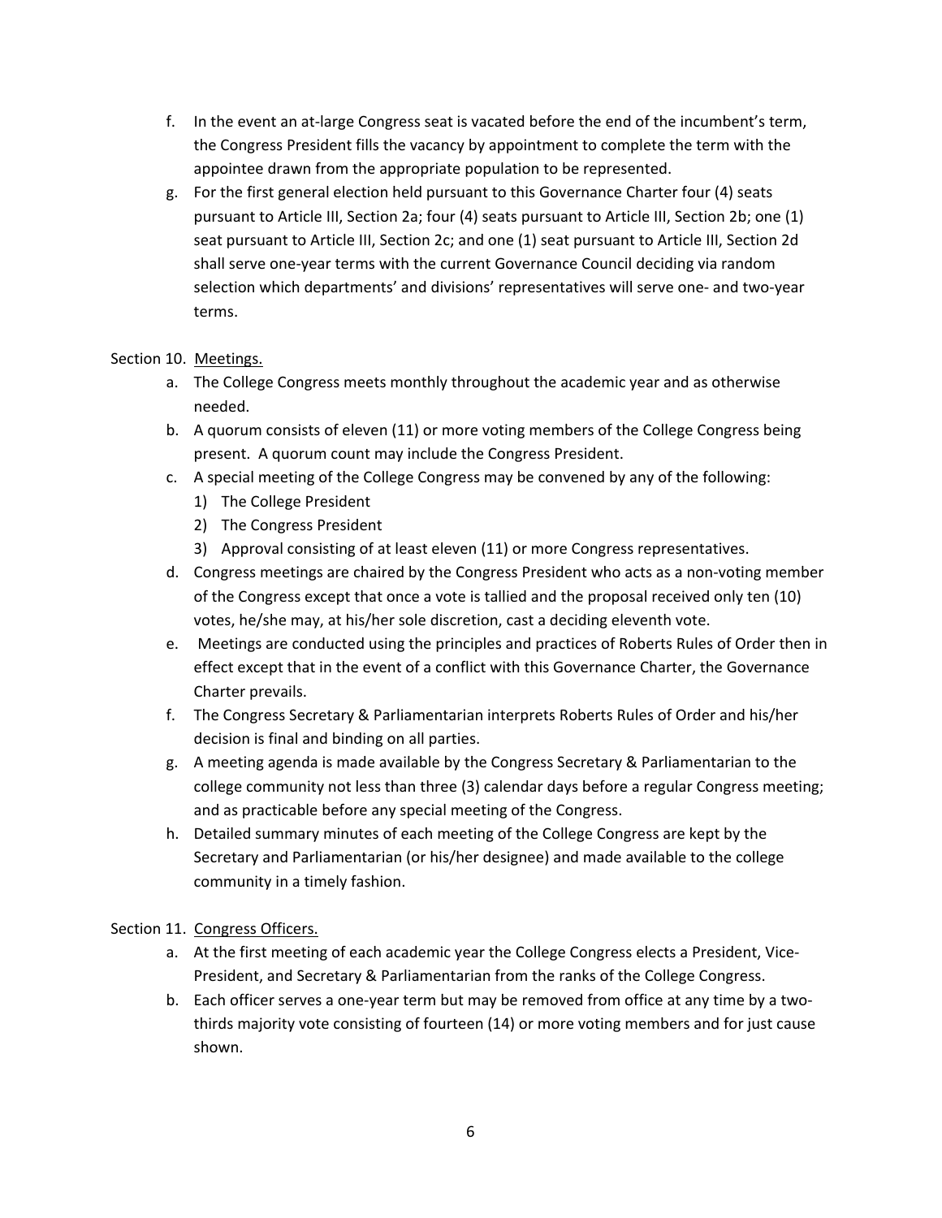f. In the event an at-large Congress seat is vacated before the end of the incumbent's term, the Congress President fills the vacancy by appointment to complete the term with the appointee drawn from the appropriate population to be represented.

g. For the first general election held pursuant to this Governance Charter four (4) seats pursuant to Article III, Section 2a; four (4) seats pursuant to Article III, Section 2b; one (1) seat pursuant to Article III, Section 2c; and one (1) seat pursuant to Article III, Section 2d shall serve one-year terms with the current Governance Council deciding via random selection which departments' and divisions' representatives will serve one- and two-year terms.

Section 10. Meetings.

a. The College Congress meets monthly throughout the academic year and as otherwise needed.

b. A quorum consists of eleven (11) or more voting members of the College Congress being present. A quorum count may include the Congress President.

c. A special meeting of the College Congress may be convened by any of the following:
   1) The College President
   2) The Congress President
   3) Approval consisting of at least eleven (11) or more Congress representatives.

d. Congress meetings are chaired by the Congress President who acts as a non-voting member of the Congress except that once a vote is tallied and the proposal received only ten (10) votes, he/she may, at his/her sole discretion, cast a deciding eleventh vote.

e. Meetings are conducted using the principles and practices of Roberts Rules of Order then in effect except that in the event of a conflict with this Governance Charter, the Governance Charter prevails.

f. The Congress Secretary & Parliamentarian interprets Roberts Rules of Order and his/her decision is final and binding on all parties.

g. A meeting agenda is made available by the Congress Secretary & Parliamentarian to the college community not less than three (3) calendar days before a regular Congress meeting; and as practicable before any special meeting of the Congress.

h. Detailed summary minutes of each meeting of the College Congress are kept by the Secretary and Parliamentarian (or his/her designee) and made available to the college community in a timely fashion.

Section 11. Congress Officers.

a. At the first meeting of each academic year the College Congress elects a President, Vice-President, and Secretary & Parliamentarian from the ranks of the College Congress.

b. Each officer serves a one-year term but may be removed from office at any time by a two-thirds majority vote consisting of fourteen (14) or more voting members and for just cause shown.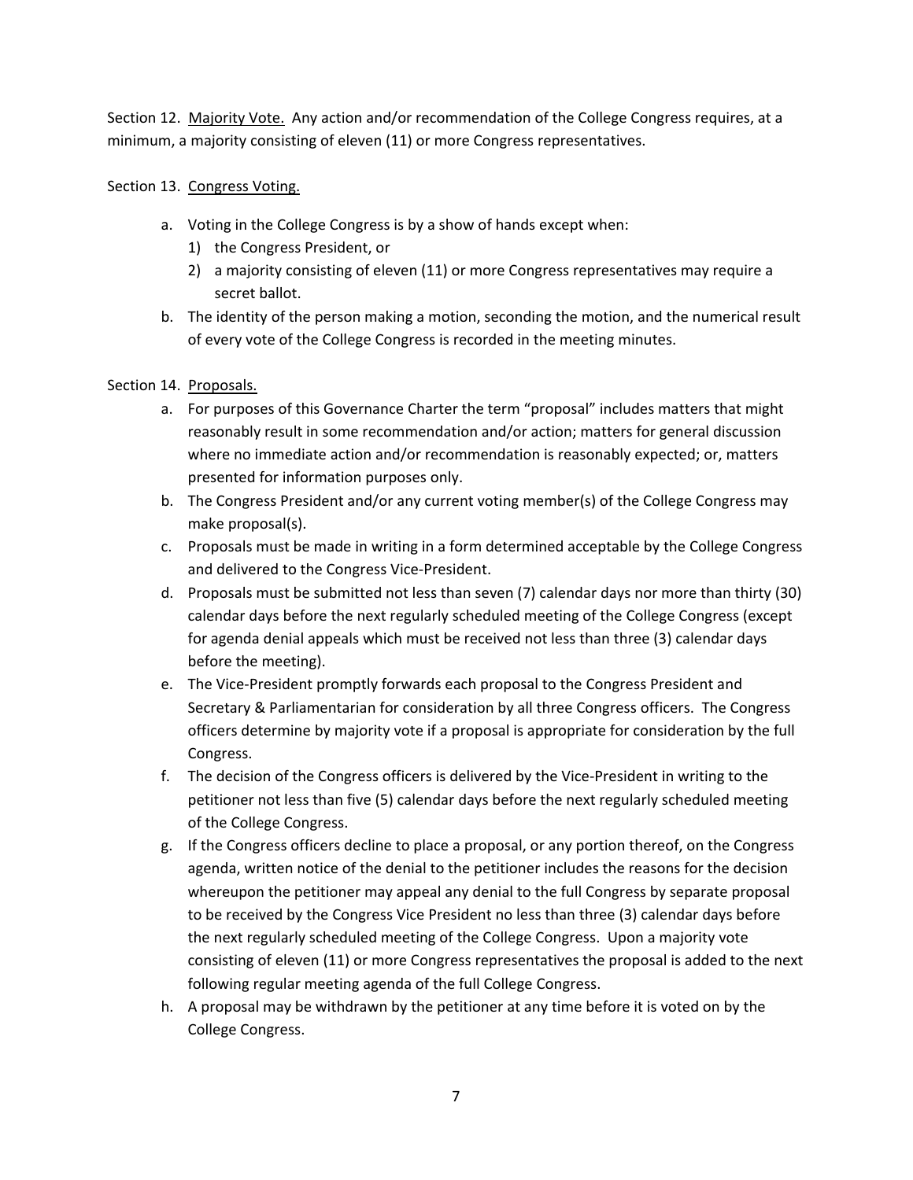Section 12. <u>Majority Vote.</u> Any action and/or recommendation of the College Congress requires, at a minimum, a majority consisting of eleven (11) or more Congress representatives.

Section 13. <u>Congress Voting.</u>

a. Voting in the College Congress is by a show of hands except when:
   1) the Congress President, or
   2) a majority consisting of eleven (11) or more Congress representatives may require a secret ballot.
b. The identity of the person making a motion, seconding the motion, and the numerical result of every vote of the College Congress is recorded in the meeting minutes.

Section 14. <u>Proposals.</u>

a. For purposes of this Governance Charter the term "proposal" includes matters that might reasonably result in some recommendation and/or action; matters for general discussion where no immediate action and/or recommendation is reasonably expected; or, matters presented for information purposes only.
b. The Congress President and/or any current voting member(s) of the College Congress may make proposal(s).
c. Proposals must be made in writing in a form determined acceptable by the College Congress and delivered to the Congress Vice-President.
d. Proposals must be submitted not less than seven (7) calendar days nor more than thirty (30) calendar days before the next regularly scheduled meeting of the College Congress (except for agenda denial appeals which must be received not less than three (3) calendar days before the meeting).
e. The Vice-President promptly forwards each proposal to the Congress President and Secretary & Parliamentarian for consideration by all three Congress officers. The Congress officers determine by majority vote if a proposal is appropriate for consideration by the full Congress.
f. The decision of the Congress officers is delivered by the Vice-President in writing to the petitioner not less than five (5) calendar days before the next regularly scheduled meeting of the College Congress.
g. If the Congress officers decline to place a proposal, or any portion thereof, on the Congress agenda, written notice of the denial to the petitioner includes the reasons for the decision whereupon the petitioner may appeal any denial to the full Congress by separate proposal to be received by the Congress Vice President no less than three (3) calendar days before the next regularly scheduled meeting of the College Congress. Upon a majority vote consisting of eleven (11) or more Congress representatives the proposal is added to the next following regular meeting agenda of the full College Congress.
h. A proposal may be withdrawn by the petitioner at any time before it is voted on by the College Congress.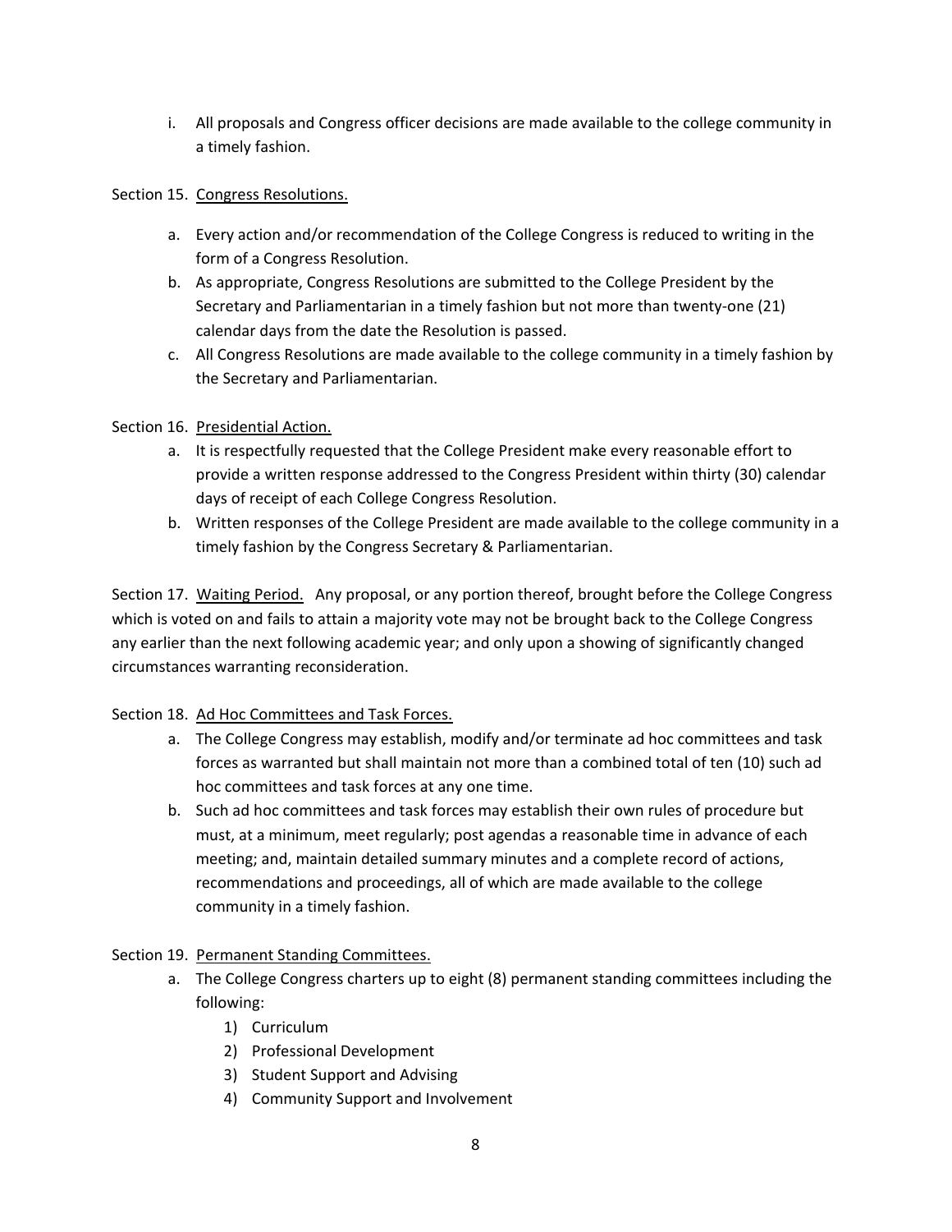i. All proposals and Congress officer decisions are made available to the college community in a timely fashion.

Section 15. <u>Congress Resolutions.</u>

a. Every action and/or recommendation of the College Congress is reduced to writing in the form of a Congress Resolution.
b. As appropriate, Congress Resolutions are submitted to the College President by the Secretary and Parliamentarian in a timely fashion but not more than twenty-one (21) calendar days from the date the Resolution is passed.
c. All Congress Resolutions are made available to the college community in a timely fashion by the Secretary and Parliamentarian.

Section 16. <u>Presidential Action.</u>

a. It is respectfully requested that the College President make every reasonable effort to provide a written response addressed to the Congress President within thirty (30) calendar days of receipt of each College Congress Resolution.
b. Written responses of the College President are made available to the college community in a timely fashion by the Congress Secretary & Parliamentarian.

Section 17. <u>Waiting Period.</u> Any proposal, or any portion thereof, brought before the College Congress which is voted on and fails to attain a majority vote may not be brought back to the College Congress any earlier than the next following academic year; and only upon a showing of significantly changed circumstances warranting reconsideration.

Section 18. <u>Ad Hoc Committees and Task Forces.</u>

a. The College Congress may establish, modify and/or terminate ad hoc committees and task forces as warranted but shall maintain not more than a combined total of ten (10) such ad hoc committees and task forces at any one time.
b. Such ad hoc committees and task forces may establish their own rules of procedure but must, at a minimum, meet regularly; post agendas a reasonable time in advance of each meeting; and, maintain detailed summary minutes and a complete record of actions, recommendations and proceedings, all of which are made available to the college community in a timely fashion.

Section 19. <u>Permanent Standing Committees.</u>

a. The College Congress charters up to eight (8) permanent standing committees including the following:
    1) Curriculum
    2) Professional Development
    3) Student Support and Advising
    4) Community Support and Involvement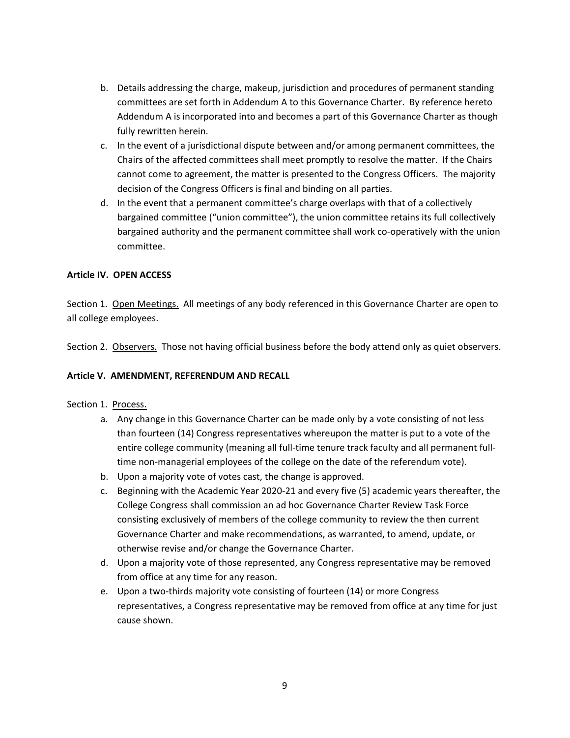b. Details addressing the charge, makeup, jurisdiction and procedures of permanent standing committees are set forth in Addendum A to this Governance Charter. By reference hereto Addendum A is incorporated into and becomes a part of this Governance Charter as though fully rewritten herein.

c. In the event of a jurisdictional dispute between and/or among permanent committees, the Chairs of the affected committees shall meet promptly to resolve the matter. If the Chairs cannot come to agreement, the matter is presented to the Congress Officers. The majority decision of the Congress Officers is final and binding on all parties.

d. In the event that a permanent committee's charge overlaps with that of a collectively bargained committee ("union committee"), the union committee retains its full collectively bargained authority and the permanent committee shall work co-operatively with the union committee.

**Article IV. OPEN ACCESS**

Section 1. Open Meetings. All meetings of any body referenced in this Governance Charter are open to all college employees.

Section 2. Observers. Those not having official business before the body attend only as quiet observers.

**Article V. AMENDMENT, REFERENDUM AND RECALL**

Section 1. Process.

a. Any change in this Governance Charter can be made only by a vote consisting of not less than fourteen (14) Congress representatives whereupon the matter is put to a vote of the entire college community (meaning all full-time tenure track faculty and all permanent full-time non-managerial employees of the college on the date of the referendum vote).

b. Upon a majority vote of votes cast, the change is approved.

c. Beginning with the Academic Year 2020-21 and every five (5) academic years thereafter, the College Congress shall commission an ad hoc Governance Charter Review Task Force consisting exclusively of members of the college community to review the then current Governance Charter and make recommendations, as warranted, to amend, update, or otherwise revise and/or change the Governance Charter.

d. Upon a majority vote of those represented, any Congress representative may be removed from office at any time for any reason.

e. Upon a two-thirds majority vote consisting of fourteen (14) or more Congress representatives, a Congress representative may be removed from office at any time for just cause shown.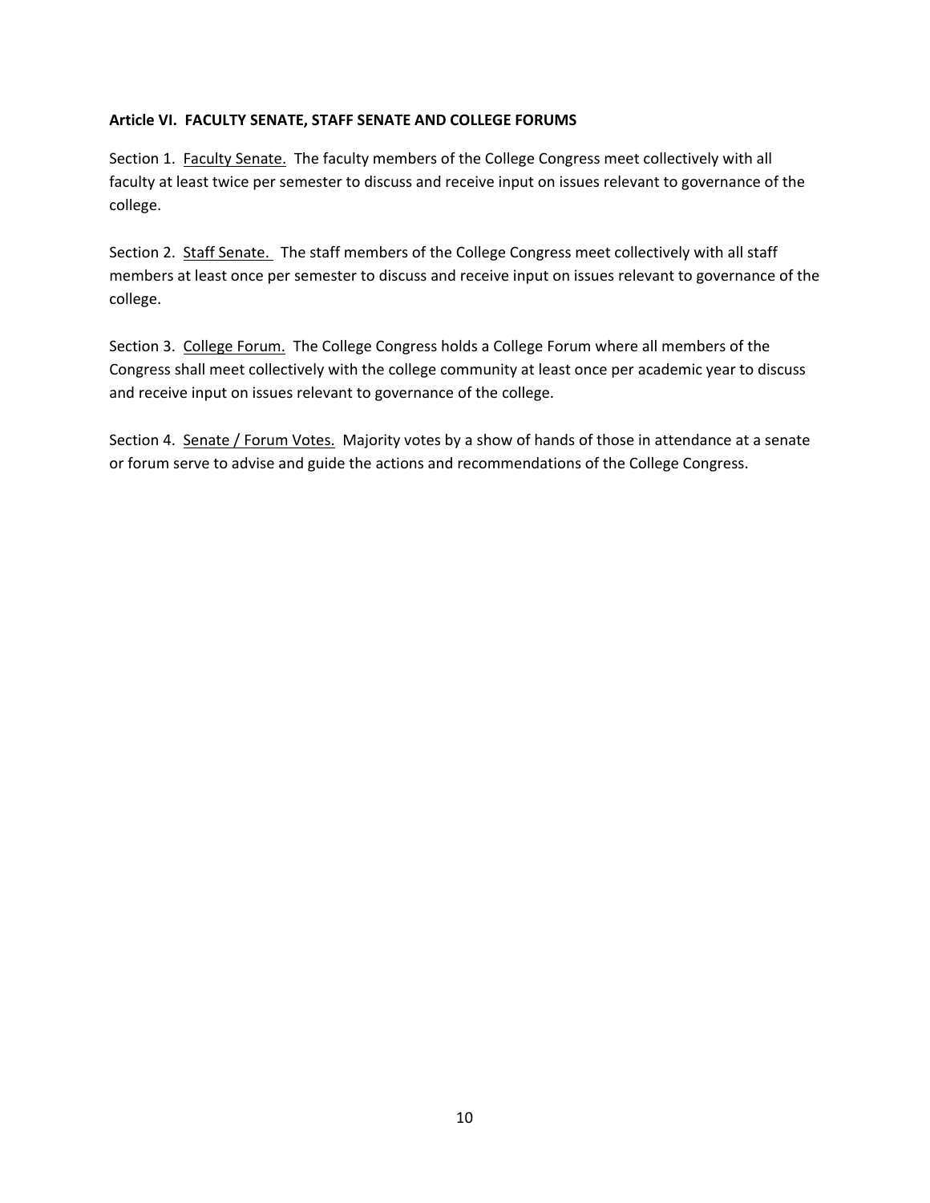**Article VI. FACULTY SENATE, STAFF SENATE AND COLLEGE FORUMS**

Section 1. <u>Faculty Senate.</u> The faculty members of the College Congress meet collectively with all faculty at least twice per semester to discuss and receive input on issues relevant to governance of the college.

Section 2. <u>Staff Senate.</u> The staff members of the College Congress meet collectively with all staff members at least once per semester to discuss and receive input on issues relevant to governance of the college.

Section 3. <u>College Forum.</u> The College Congress holds a College Forum where all members of the Congress shall meet collectively with the college community at least once per academic year to discuss and receive input on issues relevant to governance of the college.

Section 4. <u>Senate / Forum Votes.</u> Majority votes by a show of hands of those in attendance at a senate or forum serve to advise and guide the actions and recommendations of the College Congress.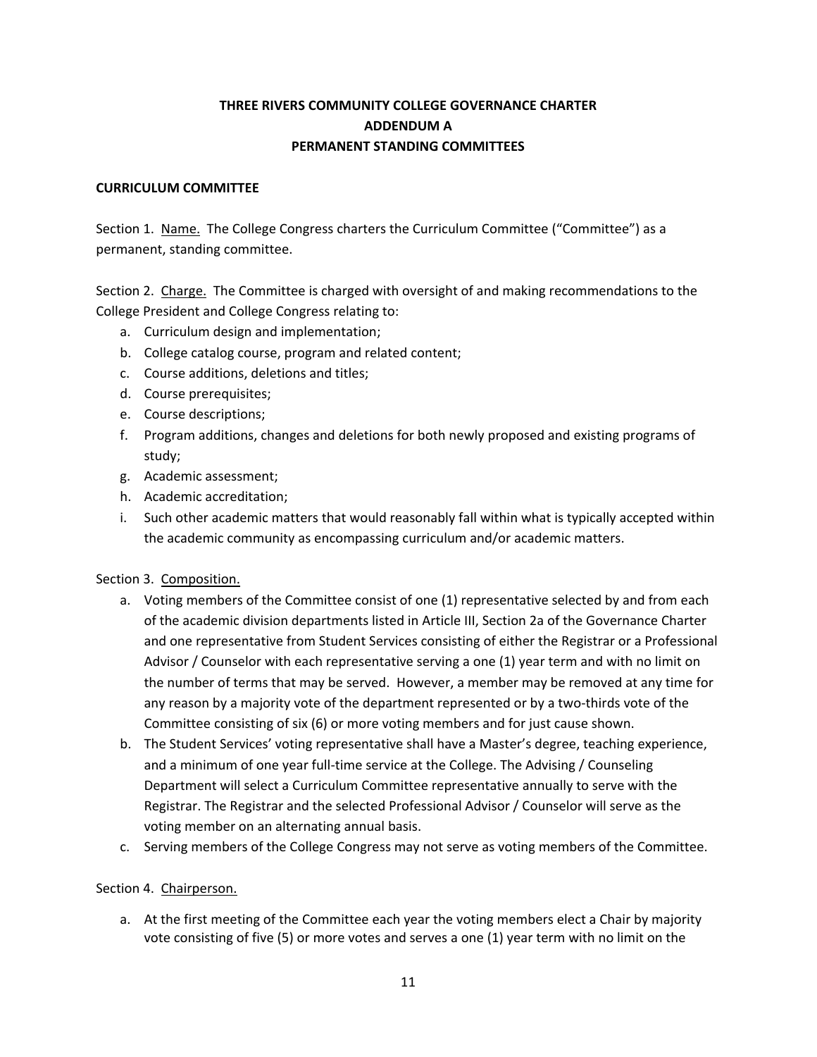**THREE RIVERS COMMUNITY COLLEGE GOVERNANCE CHARTER**
**ADDENDUM A**
**PERMANENT STANDING COMMITTEES**

**CURRICULUM COMMITTEE**

Section 1. Name. The College Congress charters the Curriculum Committee ("Committee") as a permanent, standing committee.

Section 2. Charge. The Committee is charged with oversight of and making recommendations to the College President and College Congress relating to:

a. Curriculum design and implementation;
b. College catalog course, program and related content;
c. Course additions, deletions and titles;
d. Course prerequisites;
e. Course descriptions;
f. Program additions, changes and deletions for both newly proposed and existing programs of study;
g. Academic assessment;
h. Academic accreditation;
i. Such other academic matters that would reasonably fall within what is typically accepted within the academic community as encompassing curriculum and/or academic matters.

Section 3. Composition.

a. Voting members of the Committee consist of one (1) representative selected by and from each of the academic division departments listed in Article III, Section 2a of the Governance Charter and one representative from Student Services consisting of either the Registrar or a Professional Advisor / Counselor with each representative serving a one (1) year term and with no limit on the number of terms that may be served. However, a member may be removed at any time for any reason by a majority vote of the department represented or by a two-thirds vote of the Committee consisting of six (6) or more voting members and for just cause shown.
b. The Student Services' voting representative shall have a Master's degree, teaching experience, and a minimum of one year full-time service at the College. The Advising / Counseling Department will select a Curriculum Committee representative annually to serve with the Registrar. The Registrar and the selected Professional Advisor / Counselor will serve as the voting member on an alternating annual basis.
c. Serving members of the College Congress may not serve as voting members of the Committee.

Section 4. Chairperson.

a. At the first meeting of the Committee each year the voting members elect a Chair by majority vote consisting of five (5) or more votes and serves a one (1) year term with no limit on the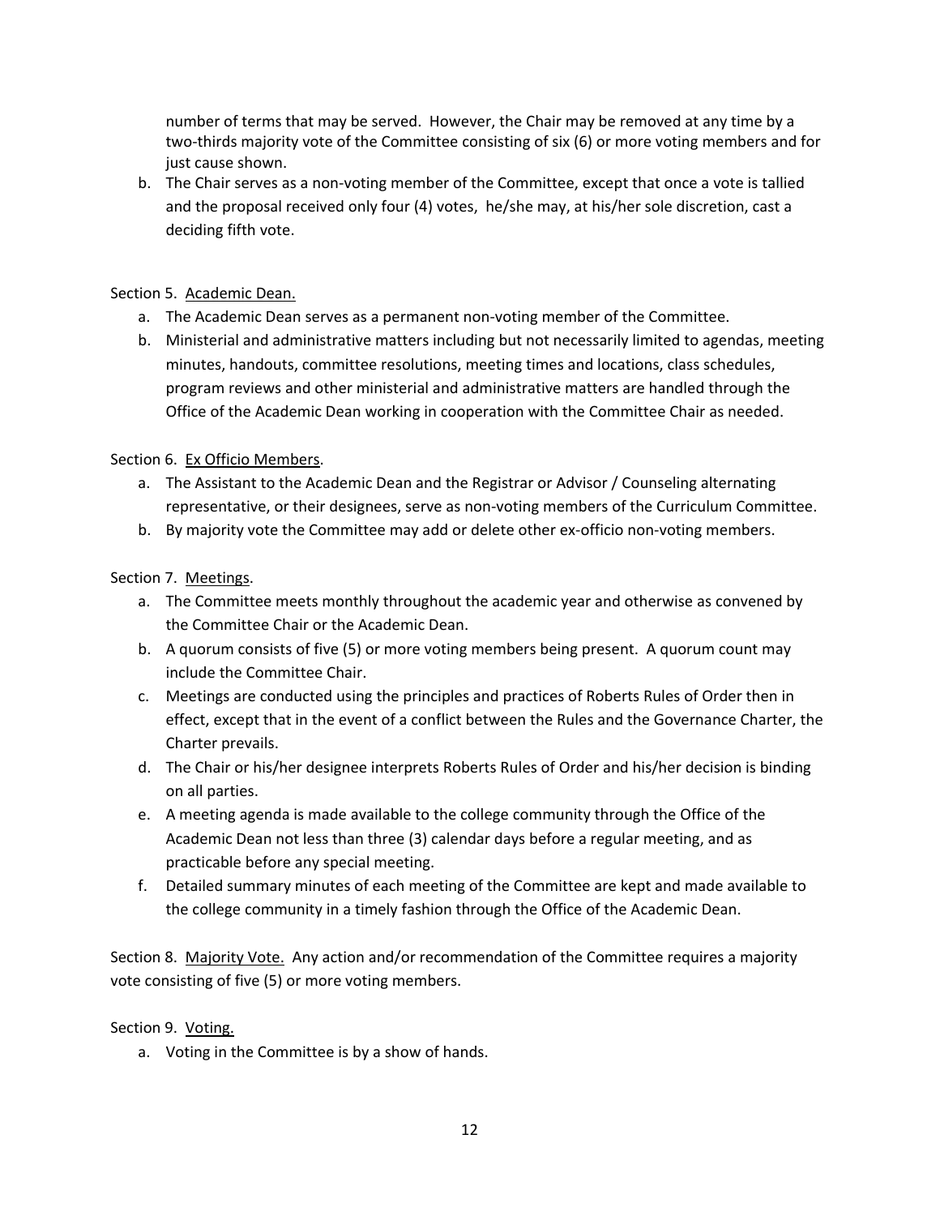number of terms that may be served. However, the Chair may be removed at any time by a two-thirds majority vote of the Committee consisting of six (6) or more voting members and for just cause shown.

b. The Chair serves as a non-voting member of the Committee, except that once a vote is tallied and the proposal received only four (4) votes, he/she may, at his/her sole discretion, cast a deciding fifth vote.

Section 5. Academic Dean.

a. The Academic Dean serves as a permanent non-voting member of the Committee.
b. Ministerial and administrative matters including but not necessarily limited to agendas, meeting minutes, handouts, committee resolutions, meeting times and locations, class schedules, program reviews and other ministerial and administrative matters are handled through the Office of the Academic Dean working in cooperation with the Committee Chair as needed.

Section 6. Ex Officio Members.

a. The Assistant to the Academic Dean and the Registrar or Advisor / Counseling alternating representative, or their designees, serve as non-voting members of the Curriculum Committee.
b. By majority vote the Committee may add or delete other ex-officio non-voting members.

Section 7. Meetings.

a. The Committee meets monthly throughout the academic year and otherwise as convened by the Committee Chair or the Academic Dean.
b. A quorum consists of five (5) or more voting members being present. A quorum count may include the Committee Chair.
c. Meetings are conducted using the principles and practices of Roberts Rules of Order then in effect, except that in the event of a conflict between the Rules and the Governance Charter, the Charter prevails.
d. The Chair or his/her designee interprets Roberts Rules of Order and his/her decision is binding on all parties.
e. A meeting agenda is made available to the college community through the Office of the Academic Dean not less than three (3) calendar days before a regular meeting, and as practicable before any special meeting.
f. Detailed summary minutes of each meeting of the Committee are kept and made available to the college community in a timely fashion through the Office of the Academic Dean.

Section 8. Majority Vote. Any action and/or recommendation of the Committee requires a majority vote consisting of five (5) or more voting members.

Section 9. Voting.

a. Voting in the Committee is by a show of hands.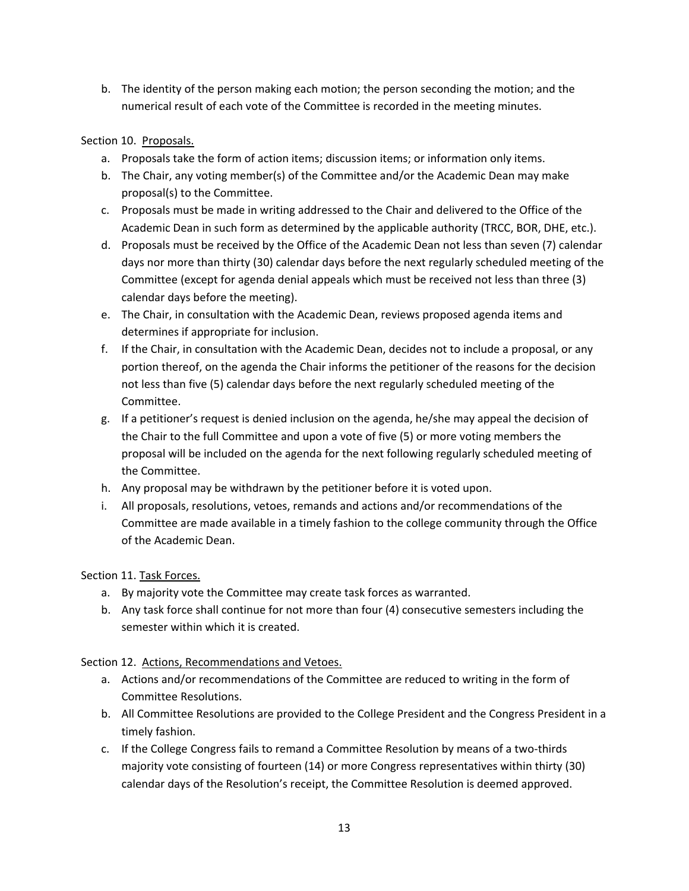b. The identity of the person making each motion; the person seconding the motion; and the numerical result of each vote of the Committee is recorded in the meeting minutes.

Section 10. <u>Proposals.</u>

a. Proposals take the form of action items; discussion items; or information only items.
b. The Chair, any voting member(s) of the Committee and/or the Academic Dean may make proposal(s) to the Committee.
c. Proposals must be made in writing addressed to the Chair and delivered to the Office of the Academic Dean in such form as determined by the applicable authority (TRCC, BOR, DHE, etc.).
d. Proposals must be received by the Office of the Academic Dean not less than seven (7) calendar days nor more than thirty (30) calendar days before the next regularly scheduled meeting of the Committee (except for agenda denial appeals which must be received not less than three (3) calendar days before the meeting).
e. The Chair, in consultation with the Academic Dean, reviews proposed agenda items and determines if appropriate for inclusion.
f. If the Chair, in consultation with the Academic Dean, decides not to include a proposal, or any portion thereof, on the agenda the Chair informs the petitioner of the reasons for the decision not less than five (5) calendar days before the next regularly scheduled meeting of the Committee.
g. If a petitioner's request is denied inclusion on the agenda, he/she may appeal the decision of the Chair to the full Committee and upon a vote of five (5) or more voting members the proposal will be included on the agenda for the next following regularly scheduled meeting of the Committee.
h. Any proposal may be withdrawn by the petitioner before it is voted upon.
i. All proposals, resolutions, vetoes, remands and actions and/or recommendations of the Committee are made available in a timely fashion to the college community through the Office of the Academic Dean.

Section 11. <u>Task Forces.</u>

a. By majority vote the Committee may create task forces as warranted.
b. Any task force shall continue for not more than four (4) consecutive semesters including the semester within which it is created.

Section 12. <u>Actions, Recommendations and Vetoes.</u>

a. Actions and/or recommendations of the Committee are reduced to writing in the form of Committee Resolutions.
b. All Committee Resolutions are provided to the College President and the Congress President in a timely fashion.
c. If the College Congress fails to remand a Committee Resolution by means of a two-thirds majority vote consisting of fourteen (14) or more Congress representatives within thirty (30) calendar days of the Resolution's receipt, the Committee Resolution is deemed approved.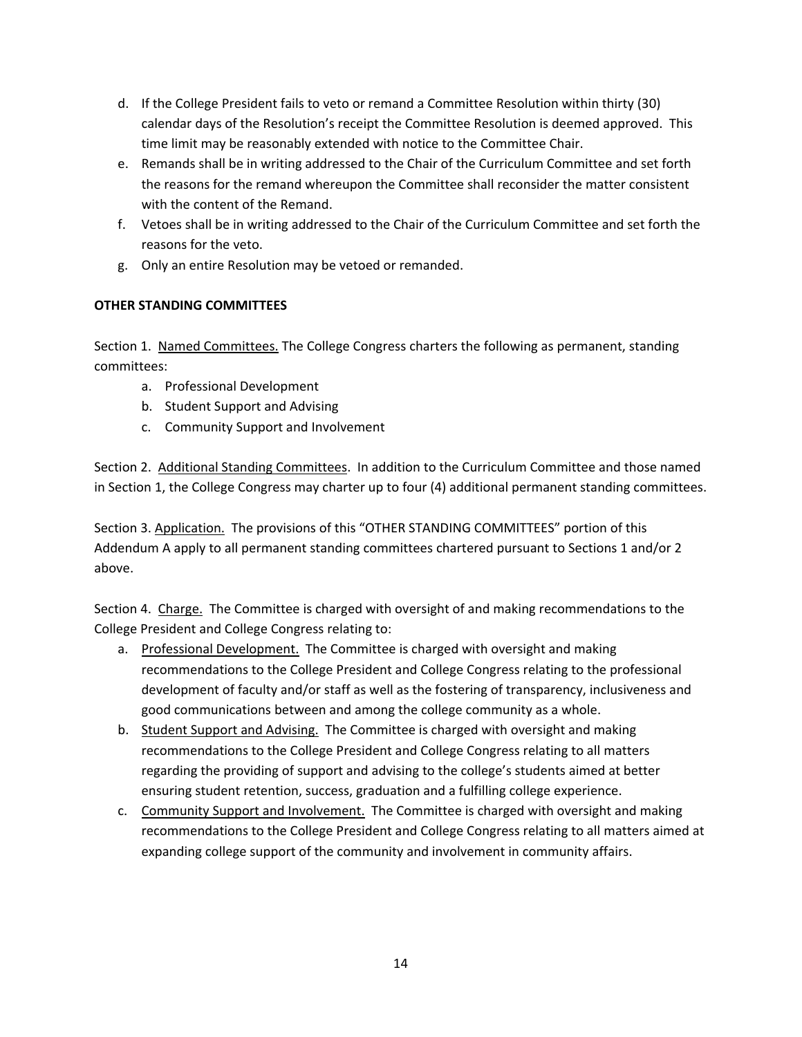d. If the College President fails to veto or remand a Committee Resolution within thirty (30) calendar days of the Resolution's receipt the Committee Resolution is deemed approved. This time limit may be reasonably extended with notice to the Committee Chair.

e. Remands shall be in writing addressed to the Chair of the Curriculum Committee and set forth the reasons for the remand whereupon the Committee shall reconsider the matter consistent with the content of the Remand.

f. Vetoes shall be in writing addressed to the Chair of the Curriculum Committee and set forth the reasons for the veto.

g. Only an entire Resolution may be vetoed or remanded.

**OTHER STANDING COMMITTEES**

Section 1. <u>Named Committees.</u> The College Congress charters the following as permanent, standing committees:

a. Professional Development
b. Student Support and Advising
c. Community Support and Involvement

Section 2. <u>Additional Standing Committees</u>. In addition to the Curriculum Committee and those named in Section 1, the College Congress may charter up to four (4) additional permanent standing committees.

Section 3. <u>Application.</u> The provisions of this "OTHER STANDING COMMITTEES" portion of this Addendum A apply to all permanent standing committees chartered pursuant to Sections 1 and/or 2 above.

Section 4. <u>Charge.</u> The Committee is charged with oversight of and making recommendations to the College President and College Congress relating to:

a. <u>Professional Development.</u> The Committee is charged with oversight and making recommendations to the College President and College Congress relating to the professional development of faculty and/or staff as well as the fostering of transparency, inclusiveness and good communications between and among the college community as a whole.

b. <u>Student Support and Advising.</u> The Committee is charged with oversight and making recommendations to the College President and College Congress relating to all matters regarding the providing of support and advising to the college's students aimed at better ensuring student retention, success, graduation and a fulfilling college experience.

c. <u>Community Support and Involvement.</u> The Committee is charged with oversight and making recommendations to the College President and College Congress relating to all matters aimed at expanding college support of the community and involvement in community affairs.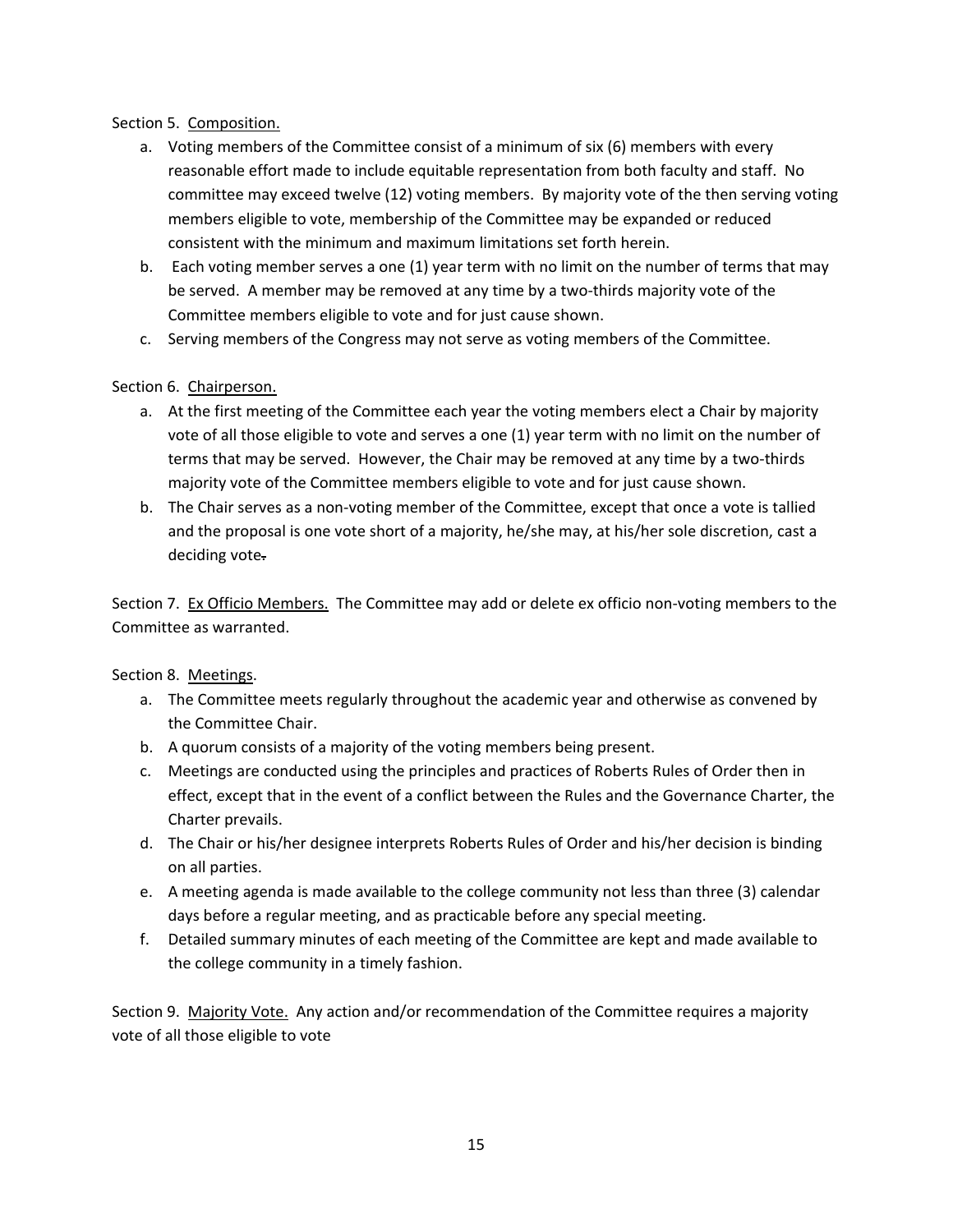Section 5. <u>Composition.</u>

a. Voting members of the Committee consist of a minimum of six (6) members with every reasonable effort made to include equitable representation from both faculty and staff. No committee may exceed twelve (12) voting members. By majority vote of the then serving voting members eligible to vote, membership of the Committee may be expanded or reduced consistent with the minimum and maximum limitations set forth herein.
b. Each voting member serves a one (1) year term with no limit on the number of terms that may be served. A member may be removed at any time by a two-thirds majority vote of the Committee members eligible to vote and for just cause shown.
c. Serving members of the Congress may not serve as voting members of the Committee.

Section 6. <u>Chairperson.</u>

a. At the first meeting of the Committee each year the voting members elect a Chair by majority vote of all those eligible to vote and serves a one (1) year term with no limit on the number of terms that may be served. However, the Chair may be removed at any time by a two-thirds majority vote of the Committee members eligible to vote and for just cause shown.
b. The Chair serves as a non-voting member of the Committee, except that once a vote is tallied and the proposal is one vote short of a majority, he/she may, at his/her sole discretion, cast a deciding vote.

Section 7. <u>Ex Officio Members.</u> The Committee may add or delete ex officio non-voting members to the Committee as warranted.

Section 8. <u>Meetings</u>.

a. The Committee meets regularly throughout the academic year and otherwise as convened by the Committee Chair.
b. A quorum consists of a majority of the voting members being present.
c. Meetings are conducted using the principles and practices of Roberts Rules of Order then in effect, except that in the event of a conflict between the Rules and the Governance Charter, the Charter prevails.
d. The Chair or his/her designee interprets Roberts Rules of Order and his/her decision is binding on all parties.
e. A meeting agenda is made available to the college community not less than three (3) calendar days before a regular meeting, and as practicable before any special meeting.
f. Detailed summary minutes of each meeting of the Committee are kept and made available to the college community in a timely fashion.

Section 9. <u>Majority Vote.</u> Any action and/or recommendation of the Committee requires a majority vote of all those eligible to vote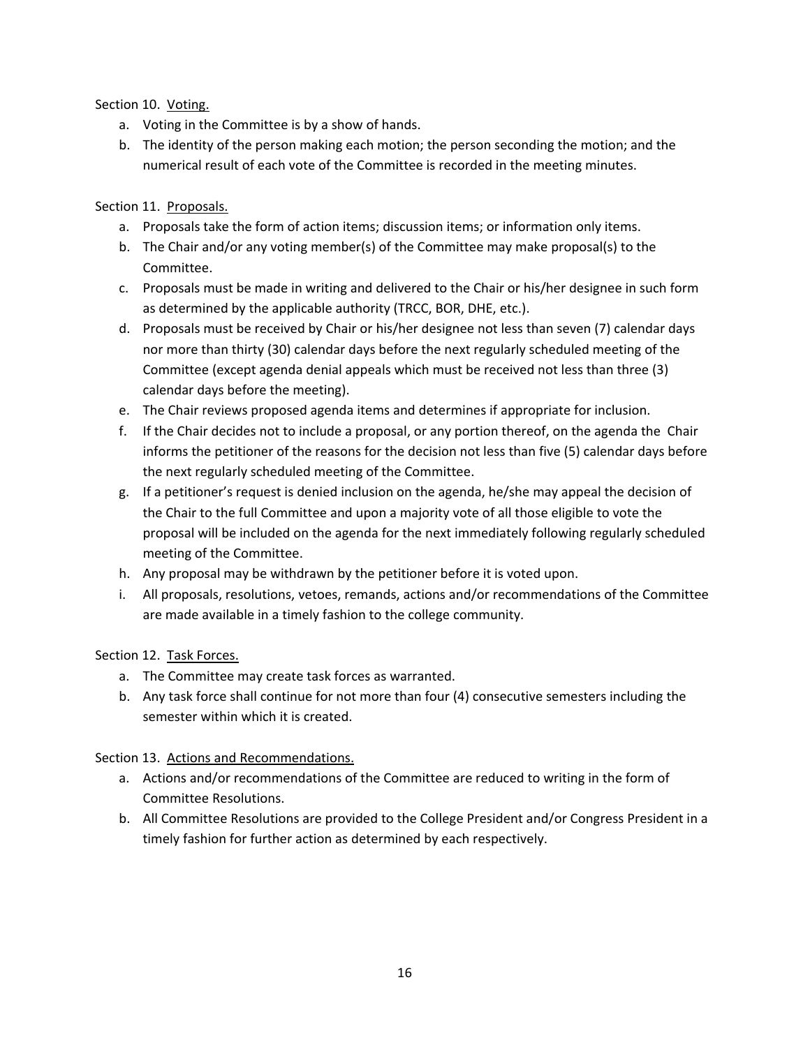Section 10. Voting.

a. Voting in the Committee is by a show of hands.
b. The identity of the person making each motion; the person seconding the motion; and the numerical result of each vote of the Committee is recorded in the meeting minutes.

Section 11. Proposals.

a. Proposals take the form of action items; discussion items; or information only items.
b. The Chair and/or any voting member(s) of the Committee may make proposal(s) to the Committee.
c. Proposals must be made in writing and delivered to the Chair or his/her designee in such form as determined by the applicable authority (TRCC, BOR, DHE, etc.).
d. Proposals must be received by Chair or his/her designee not less than seven (7) calendar days nor more than thirty (30) calendar days before the next regularly scheduled meeting of the Committee (except agenda denial appeals which must be received not less than three (3) calendar days before the meeting).
e. The Chair reviews proposed agenda items and determines if appropriate for inclusion.
f. If the Chair decides not to include a proposal, or any portion thereof, on the agenda the Chair informs the petitioner of the reasons for the decision not less than five (5) calendar days before the next regularly scheduled meeting of the Committee.
g. If a petitioner's request is denied inclusion on the agenda, he/she may appeal the decision of the Chair to the full Committee and upon a majority vote of all those eligible to vote the proposal will be included on the agenda for the next immediately following regularly scheduled meeting of the Committee.
h. Any proposal may be withdrawn by the petitioner before it is voted upon.
i. All proposals, resolutions, vetoes, remands, actions and/or recommendations of the Committee are made available in a timely fashion to the college community.

Section 12. Task Forces.

a. The Committee may create task forces as warranted.
b. Any task force shall continue for not more than four (4) consecutive semesters including the semester within which it is created.

Section 13. Actions and Recommendations.

a. Actions and/or recommendations of the Committee are reduced to writing in the form of Committee Resolutions.
b. All Committee Resolutions are provided to the College President and/or Congress President in a timely fashion for further action as determined by each respectively.